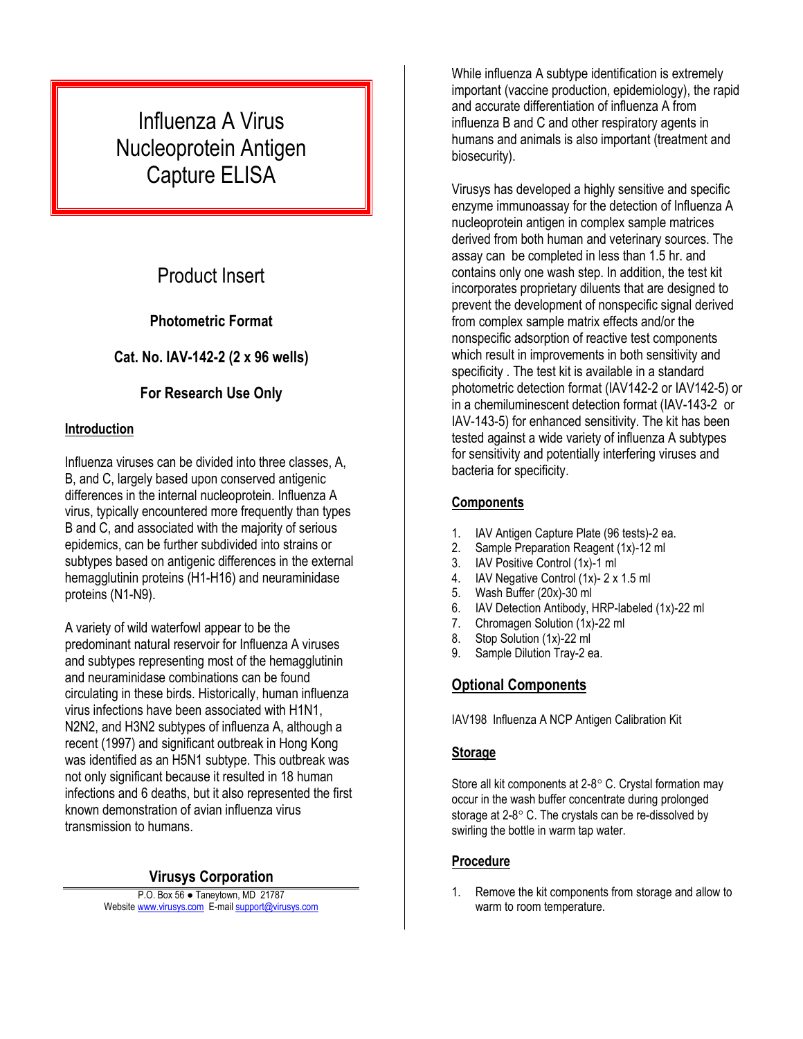# Influenza A Virus Nucleoprotein Antigen Capture ELISA

## Product Insert

**Photometric Format**

**Cat. No. IAV-142-2 (2 x 96 wells)**

**For Research Use Only**

### Introduction

Influenza viruses can be divided into three classes, A, B, and C, largely based upon conserved antigenic differences in the internal nucleoprotein. Influenza A virus, typically encountered more frequently than types B and C, and associated with the majority of serious epidemics, can be further subdivided into strains or subtypes based on antigenic differences in the external hemagglutinin proteins (H1-H16) and neuraminidase proteins (N1-N9).

A variety of wild waterfowl appear to be the predominant natural reservoir for Influenza A viruses and subtypes representing most of the hemagglutinin and neuraminidase combinations can be found circulating in these birds. Historically, human influenza virus infections have been associated with H1N1, N2N2, and H3N2 subtypes of influenza A, although a recent (1997) and significant outbreak in Hong Kong was identified as an H5N1 subtype. This outbreak was not only significant because it resulted in 18 human infections and 6 deaths, but it also represented the first known demonstration of avian influenza virus transmission to humans.

**Virusys Corporation**

P.O. Box 56 ● Taneytown, MD 21787
Website www.virusys.com E-mail support@virusys.com

While influenza A subtype identification is extremely important (vaccine production, epidemiology), the rapid and accurate differentiation of influenza A from influenza B and C and other respiratory agents in humans and animals is also important (treatment and biosecurity).

Virusys has developed a highly sensitive and specific enzyme immunoassay for the detection of Influenza A nucleoprotein antigen in complex sample matrices derived from both human and veterinary sources. The assay can be completed in less than 1.5 hr. and contains only one wash step. In addition, the test kit incorporates proprietary diluents that are designed to prevent the development of nonspecific signal derived from complex sample matrix effects and/or the nonspecific adsorption of reactive test components which result in improvements in both sensitivity and specificity . The test kit is available in a standard photometric detection format (IAV142-2 or IAV142-5) or in a chemiluminescent detection format (IAV-143-2 or IAV-143-5) for enhanced sensitivity. The kit has been tested against a wide variety of influenza A subtypes for sensitivity and potentially interfering viruses and bacteria for specificity.

### Components

1. IAV Antigen Capture Plate (96 tests)-2 ea.
2. Sample Preparation Reagent (1x)-12 ml
3. IAV Positive Control (1x)-1 ml
4. IAV Negative Control (1x)- 2 x 1.5 ml
5. Wash Buffer (20x)-30 ml
6. IAV Detection Antibody, HRP-labeled (1x)-22 ml
7. Chromagen Solution (1x)-22 ml
8. Stop Solution (1x)-22 ml
9. Sample Dilution Tray-2 ea.

### Optional Components

IAV198 Influenza A NCP Antigen Calibration Kit

### Storage

Store all kit components at 2-8° C. Crystal formation may occur in the wash buffer concentrate during prolonged storage at 2-8° C. The crystals can be re-dissolved by swirling the bottle in warm tap water.

### Procedure

1. Remove the kit components from storage and allow to warm to room temperature.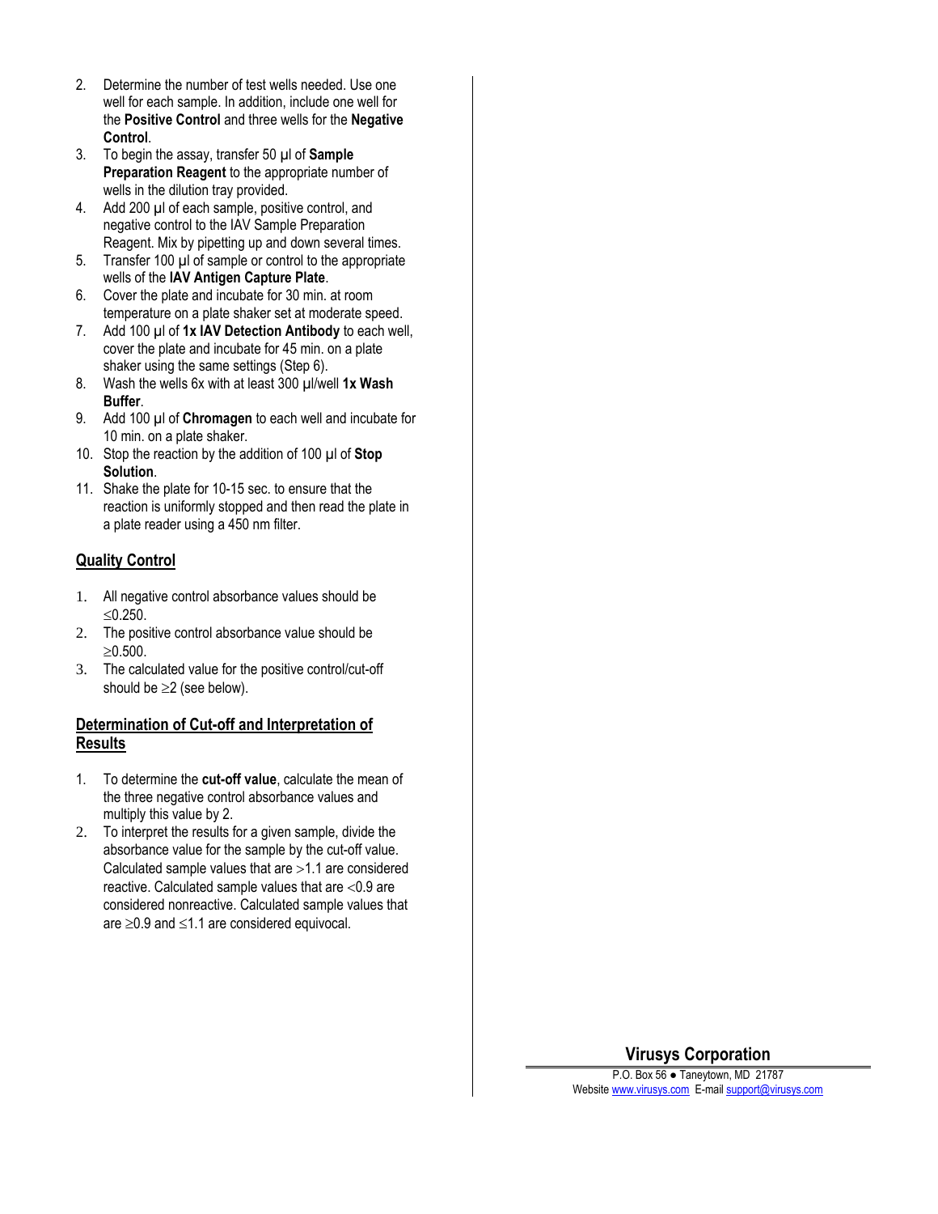2. Determine the number of test wells needed. Use one well for each sample. In addition, include one well for the **Positive Control** and three wells for the **Negative Control**.
3. To begin the assay, transfer 50 µl of **Sample Preparation Reagent** to the appropriate number of wells in the dilution tray provided.
4. Add 200 µl of each sample, positive control, and negative control to the IAV Sample Preparation Reagent. Mix by pipetting up and down several times.
5. Transfer 100 µl of sample or control to the appropriate wells of the **IAV Antigen Capture Plate**.
6. Cover the plate and incubate for 30 min. at room temperature on a plate shaker set at moderate speed.
7. Add 100 µl of **1x IAV Detection Antibody** to each well, cover the plate and incubate for 45 min. on a plate shaker using the same settings (Step 6).
8. Wash the wells 6x with at least 300 µl/well **1x Wash Buffer**.
9. Add 100 µl of **Chromagen** to each well and incubate for 10 min. on a plate shaker.
10. Stop the reaction by the addition of 100 µl of **Stop Solution**.
11. Shake the plate for 10-15 sec. to ensure that the reaction is uniformly stopped and then read the plate in a plate reader using a 450 nm filter.

## Quality Control

1. All negative control absorbance values should be $\leq$0.250.
2. The positive control absorbance value should be $\geq$0.500.
3. The calculated value for the positive control/cut-off should be $\geq$2 (see below).

## Determination of Cut-off and Interpretation of Results

1. To determine the **cut-off value**, calculate the mean of the three negative control absorbance values and multiply this value by 2.
2. To interpret the results for a given sample, divide the absorbance value for the sample by the cut-off value. Calculated sample values that are >1.1 are considered reactive. Calculated sample values that are <0.9 are considered nonreactive. Calculated sample values that are $\geq$0.9 and $\leq$1.1 are considered equivocal.

**Virusys Corporation**

P.O. Box 56 ● Taneytown, MD 21787
Website www.virusys.com E-mail support@virusys.com